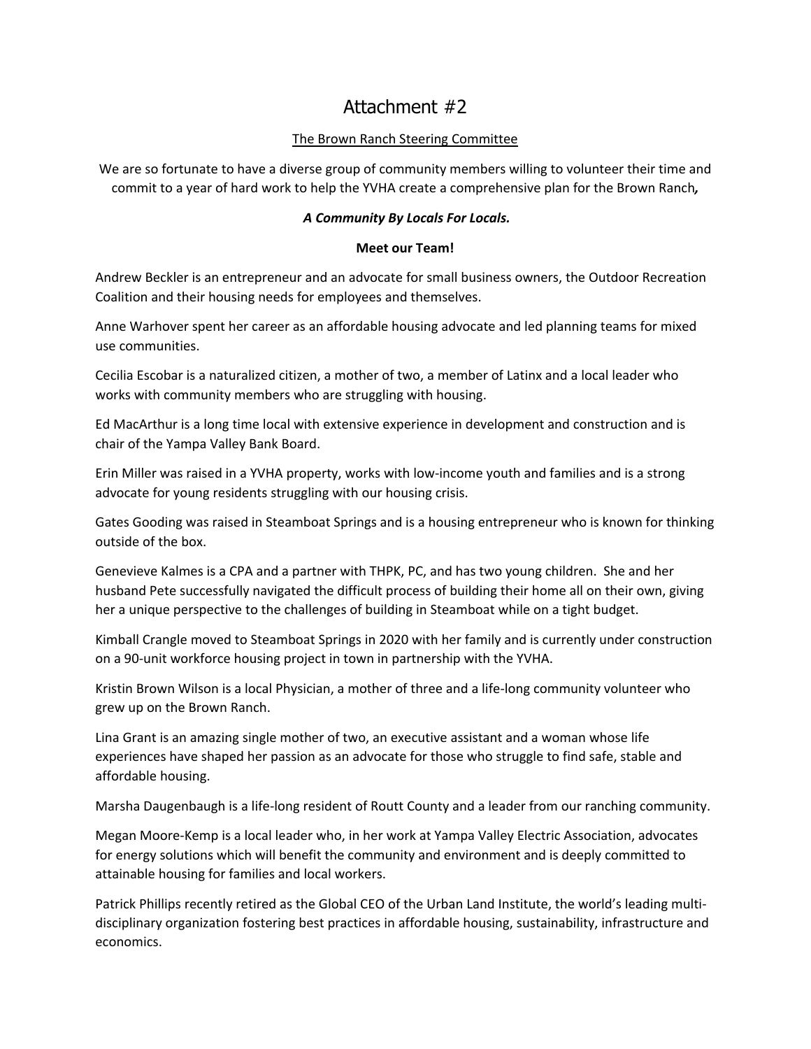# Attachment #2

<u>The Brown Ranch Steering Committee</u>

We are so fortunate to have a diverse group of community members willing to volunteer their time and commit to a year of hard work to help the YVHA create a comprehensive plan for the Brown Ranch*,*

***A Community By Locals For Locals.***

**Meet our Team!**

Andrew Beckler is an entrepreneur and an advocate for small business owners, the Outdoor Recreation Coalition and their housing needs for employees and themselves.

Anne Warhover spent her career as an affordable housing advocate and led planning teams for mixed use communities.

Cecilia Escobar is a naturalized citizen, a mother of two, a member of Latinx and a local leader who works with community members who are struggling with housing.

Ed MacArthur is a long time local with extensive experience in development and construction and is chair of the Yampa Valley Bank Board.

Erin Miller was raised in a YVHA property, works with low-income youth and families and is a strong advocate for young residents struggling with our housing crisis.

Gates Gooding was raised in Steamboat Springs and is a housing entrepreneur who is known for thinking outside of the box.

Genevieve Kalmes is a CPA and a partner with THPK, PC, and has two young children. She and her husband Pete successfully navigated the difficult process of building their home all on their own, giving her a unique perspective to the challenges of building in Steamboat while on a tight budget.

Kimball Crangle moved to Steamboat Springs in 2020 with her family and is currently under construction on a 90-unit workforce housing project in town in partnership with the YVHA.

Kristin Brown Wilson is a local Physician, a mother of three and a life-long community volunteer who grew up on the Brown Ranch.

Lina Grant is an amazing single mother of two, an executive assistant and a woman whose life experiences have shaped her passion as an advocate for those who struggle to find safe, stable and affordable housing.

Marsha Daugenbaugh is a life-long resident of Routt County and a leader from our ranching community.

Megan Moore-Kemp is a local leader who, in her work at Yampa Valley Electric Association, advocates for energy solutions which will benefit the community and environment and is deeply committed to attainable housing for families and local workers.

Patrick Phillips recently retired as the Global CEO of the Urban Land Institute, the world's leading multi-disciplinary organization fostering best practices in affordable housing, sustainability, infrastructure and economics.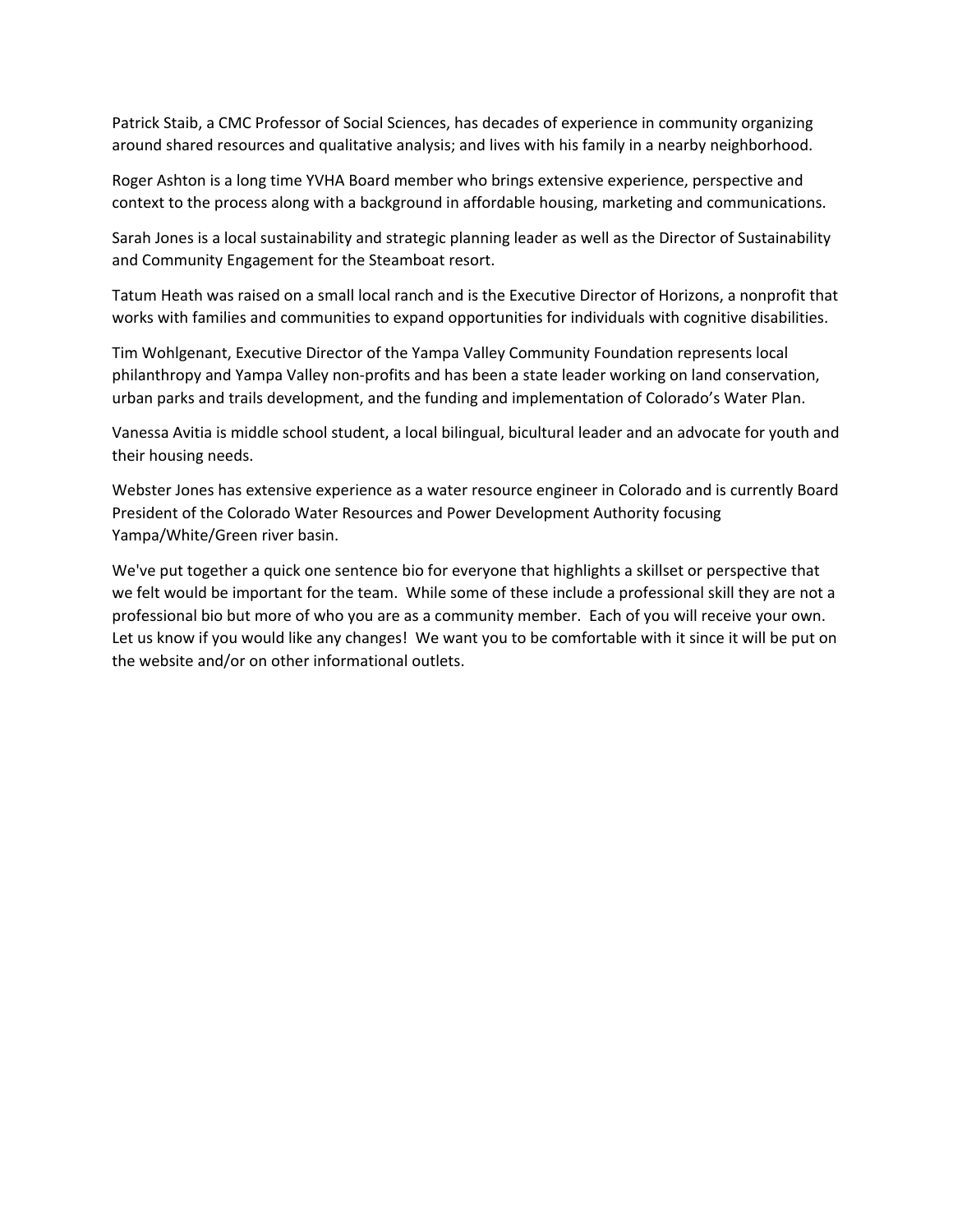Patrick Staib, a CMC Professor of Social Sciences, has decades of experience in community organizing around shared resources and qualitative analysis; and lives with his family in a nearby neighborhood.

Roger Ashton is a long time YVHA Board member who brings extensive experience, perspective and context to the process along with a background in affordable housing, marketing and communications.

Sarah Jones is a local sustainability and strategic planning leader as well as the Director of Sustainability and Community Engagement for the Steamboat resort.

Tatum Heath was raised on a small local ranch and is the Executive Director of Horizons, a nonprofit that works with families and communities to expand opportunities for individuals with cognitive disabilities.

Tim Wohlgenant, Executive Director of the Yampa Valley Community Foundation represents local philanthropy and Yampa Valley non-profits and has been a state leader working on land conservation, urban parks and trails development, and the funding and implementation of Colorado's Water Plan.

Vanessa Avitia is middle school student, a local bilingual, bicultural leader and an advocate for youth and their housing needs.

Webster Jones has extensive experience as a water resource engineer in Colorado and is currently Board President of the Colorado Water Resources and Power Development Authority focusing Yampa/White/Green river basin.

We've put together a quick one sentence bio for everyone that highlights a skillset or perspective that we felt would be important for the team. While some of these include a professional skill they are not a professional bio but more of who you are as a community member. Each of you will receive your own. Let us know if you would like any changes! We want you to be comfortable with it since it will be put on the website and/or on other informational outlets.